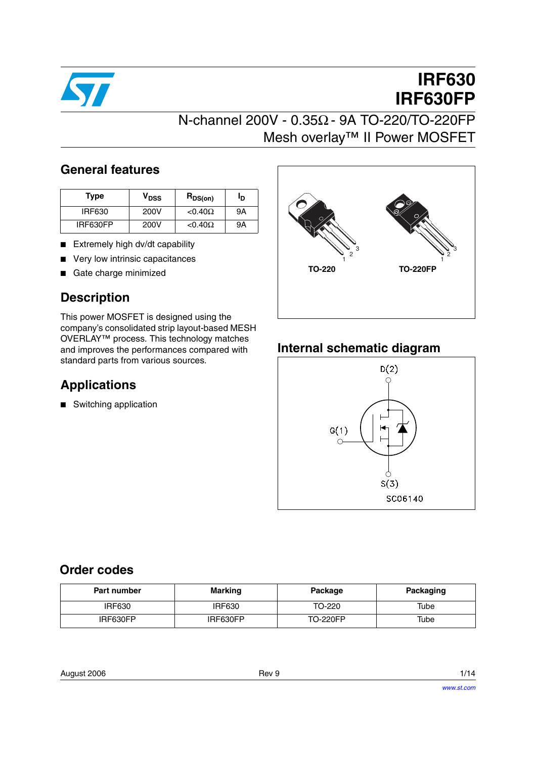# IRF630
# IRF630FP

## N-channel 200V - 0.35Ω - 9A TO-220/TO-220FP Mesh overlay™ II Power MOSFET

## General features

| Type | $V_{DSS}$ | $R_{DS(on)}$ | $I_D$ |
|---|---|---|---|
| IRF630 | 200V | <0.40Ω | 9A |
| IRF630FP | 200V | <0.40Ω | 9A |

- Extremely high dv/dt capability
- Very low intrinsic capacitances
- Gate charge minimized

TO-220 TO-220FP

## Description

This power MOSFET is designed using the company's consolidated strip layout-based MESH OVERLAY™ process. This technology matches and improves the performances compared with standard parts from various sources.

## Applications

- Switching application

## Internal schematic diagram

D(2)

G(1)

S(3)

SC06140

## Order codes

| Part number | Marking | Package | Packaging |
|---|---|---|---|
| IRF630 | IRF630 | TO-220 | Tube |
| IRF630FP | IRF630FP | TO-220FP | Tube |

August 2006 Rev 9

www.st.com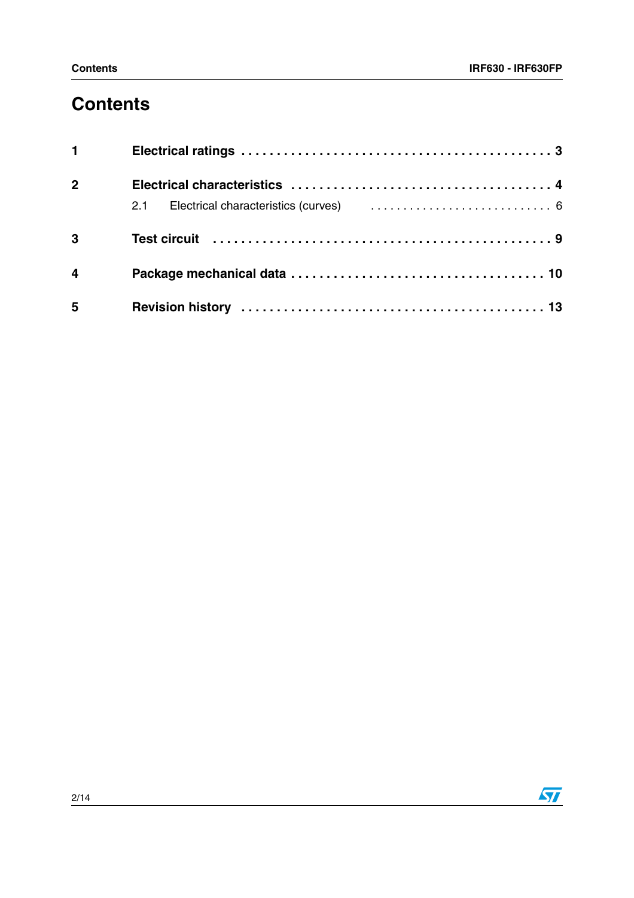# Contents

1 Electrical ratings . . . . . . . . . . . . . . . . . . . . . . . . . . . . . . . . . . . . . . . . . . . . 3

2 Electrical characteristics . . . . . . . . . . . . . . . . . . . . . . . . . . . . . . . . . . . . . 4

  2.1 Electrical characteristics (curves) . . . . . . . . . . . . . . . . . . . . . . . . . . . . 6

3 Test circuit . . . . . . . . . . . . . . . . . . . . . . . . . . . . . . . . . . . . . . . . . . . . . . . 9

4 Package mechanical data . . . . . . . . . . . . . . . . . . . . . . . . . . . . . . . . . . . 10

5 Revision history . . . . . . . . . . . . . . . . . . . . . . . . . . . . . . . . . . . . . . . . . . 13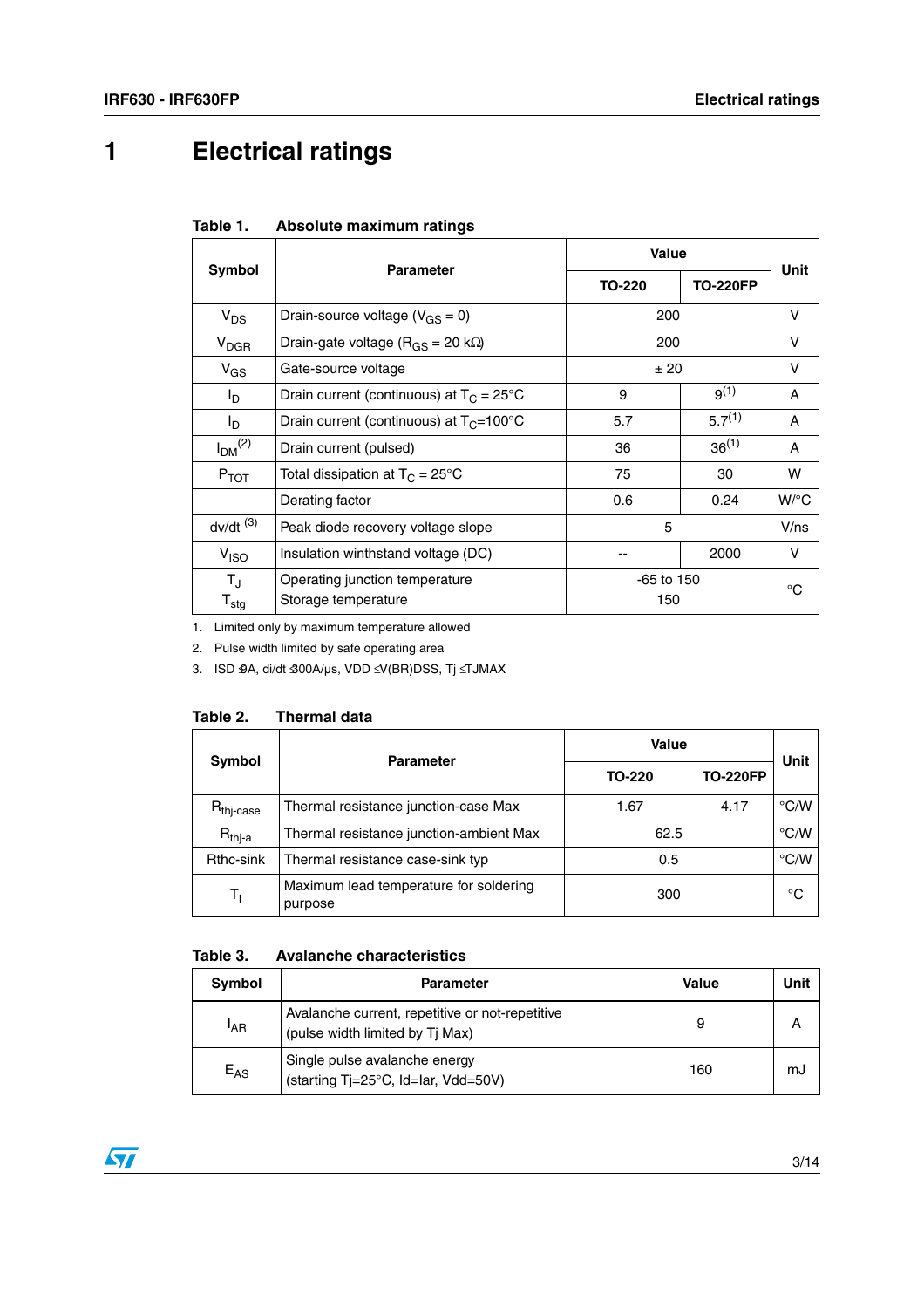# 1 Electrical ratings

**Table 1. Absolute maximum ratings**

| Symbol | Parameter | Value | | Unit |
|---|---|---|---|---|
| | | TO-220 | TO-220FP | |
| $V_{DS}$ | Drain-source voltage ($V_{GS}$ = 0) | 200 | | V |
| $V_{DGR}$ | Drain-gate voltage ($R_{GS}$ = 20 kΩ) | 200 | | V |
| $V_{GS}$ | Gate-source voltage | ± 20 | | V |
| $I_D$ | Drain current (continuous) at $T_C$ = 25°C | 9 | 9 (1) | A |
| $I_D$ | Drain current (continuous) at $T_C$=100°C | 5.7 | 5.7 (1) | A |
| $I_{DM}$ (2) | Drain current (pulsed) | 36 | 36 (1) | A |
| $P_{TOT}$ | Total dissipation at $T_C$ = 25°C | 75 | 30 | W |
| | Derating factor | 0.6 | 0.24 | W/°C |
| dv/dt (3) | Peak diode recovery voltage slope | 5 | | V/ns |
| $V_{ISO}$ | Insulation winthstand voltage (DC) | -- | 2000 | V |
| $T_J$<br>$T_{stg}$ | Operating junction temperature<br>Storage temperature | -65 to 150<br>150 | | °C |

1. Limited only by maximum temperature allowed
2. Pulse width limited by safe operating area
3. ISD ≤9A, di/dt ≤300A/µs, VDD ≤V(BR)DSS, Tj ≤TJMAX

**Table 2. Thermal data**

| Symbol | Parameter | Value | | Unit |
|---|---|---|---|---|
| | | TO-220 | TO-220FP | |
| $R_{thj-case}$ | Thermal resistance junction-case Max | 1.67 | 4.17 | °C/W |
| $R_{thj-a}$ | Thermal resistance junction-ambient Max | 62.5 | | °C/W |
| Rthc-sink | Thermal resistance case-sink typ | 0.5 | | °C/W |
| $T_l$ | Maximum lead temperature for soldering purpose | 300 | | °C |

**Table 3. Avalanche characteristics**

| Symbol | Parameter | Value | Unit |
|---|---|---|---|
| $I_{AR}$ | Avalanche current, repetitive or not-repetitive (pulse width limited by Tj Max) | 9 | A |
| $E_{AS}$ | Single pulse avalanche energy (starting Tj=25°C, Id=Iar, Vdd=50V) | 160 | mJ |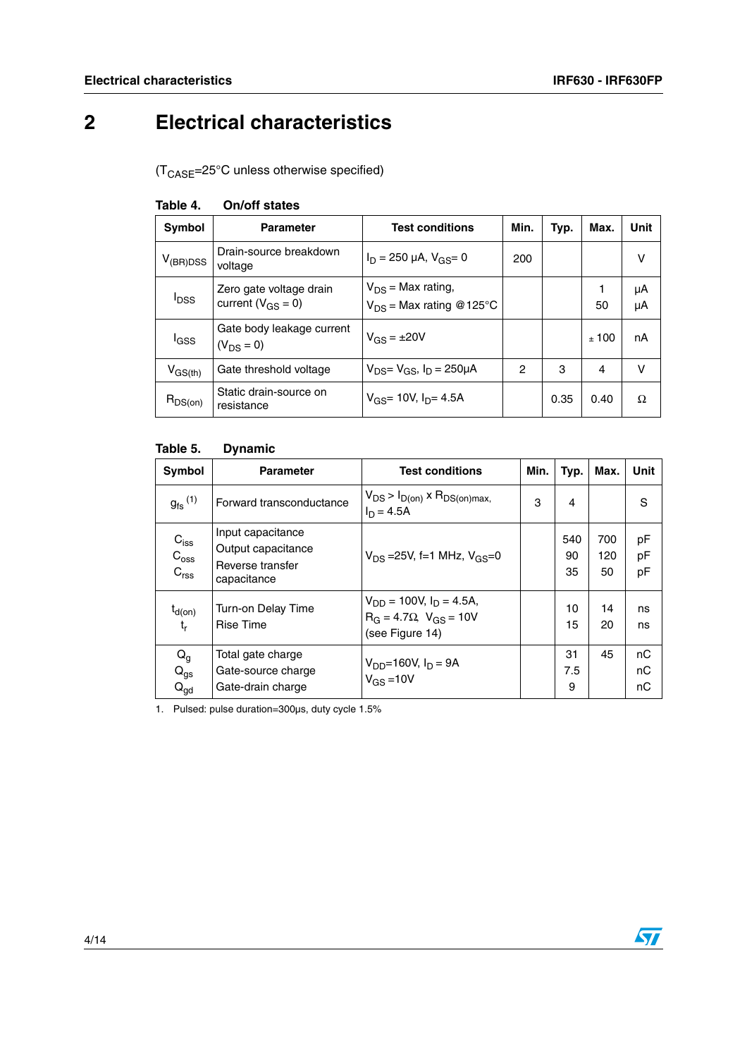# 2 Electrical characteristics

($T_{CASE}$=25°C unless otherwise specified)

**Table 4. On/off states**

| Symbol | Parameter | Test conditions | Min. | Typ. | Max. | Unit |
|---|---|---|---|---|---|---|
| $V_{(BR)DSS}$ | Drain-source breakdown voltage | $I_D$ = 250 µA, $V_{GS}$= 0 | 200 | | | V |
| $I_{DSS}$ | Zero gate voltage drain current ($V_{GS}$ = 0) | $V_{DS}$ = Max rating,<br>$V_{DS}$ = Max rating @125°C | | | 1<br>50 | µA<br>µA |
| $I_{GSS}$ | Gate body leakage current ($V_{DS}$ = 0) | $V_{GS}$ = ±20V | | | ± 100 | nA |
| $V_{GS(th)}$ | Gate threshold voltage | $V_{DS}$= $V_{GS}$, $I_D$ = 250µA | 2 | 3 | 4 | V |
| $R_{DS(on)}$ | Static drain-source on resistance | $V_{GS}$= 10V, $I_D$= 4.5A | | 0.35 | 0.40 | Ω |

**Table 5. Dynamic**

| Symbol | Parameter | Test conditions | Min. | Typ. | Max. | Unit |
|---|---|---|---|---|---|---|
| $g_{fs}$ (1) | Forward transconductance | $V_{DS}$ > $I_{D(on)}$ x $R_{DS(on)max}$,<br>$I_D$ = 4.5A | 3 | 4 | | S |
| $C_{iss}$<br>$C_{oss}$<br>$C_{rss}$ | Input capacitance<br>Output capacitance<br>Reverse transfer capacitance | $V_{DS}$ =25V, f=1 MHz, $V_{GS}$=0 | | 540<br>90<br>35 | 700<br>120<br>50 | pF<br>pF<br>pF |
| $t_{d(on)}$<br>$t_r$ | Turn-on Delay Time<br>Rise Time | $V_{DD}$ = 100V, $I_D$ = 4.5A,<br>$R_G$ = 4.7Ω $V_{GS}$ = 10V<br>(see Figure 14) | | 10<br>15 | 14<br>20 | ns<br>ns |
| $Q_g$<br>$Q_{gs}$<br>$Q_{gd}$ | Total gate charge<br>Gate-source charge<br>Gate-drain charge | $V_{DD}$=160V, $I_D$ = 9A<br>$V_{GS}$ =10V | | 31<br>7.5<br>9 | 45 | nC<br>nC<br>nC |

1. Pulsed: pulse duration=300µs, duty cycle 1.5%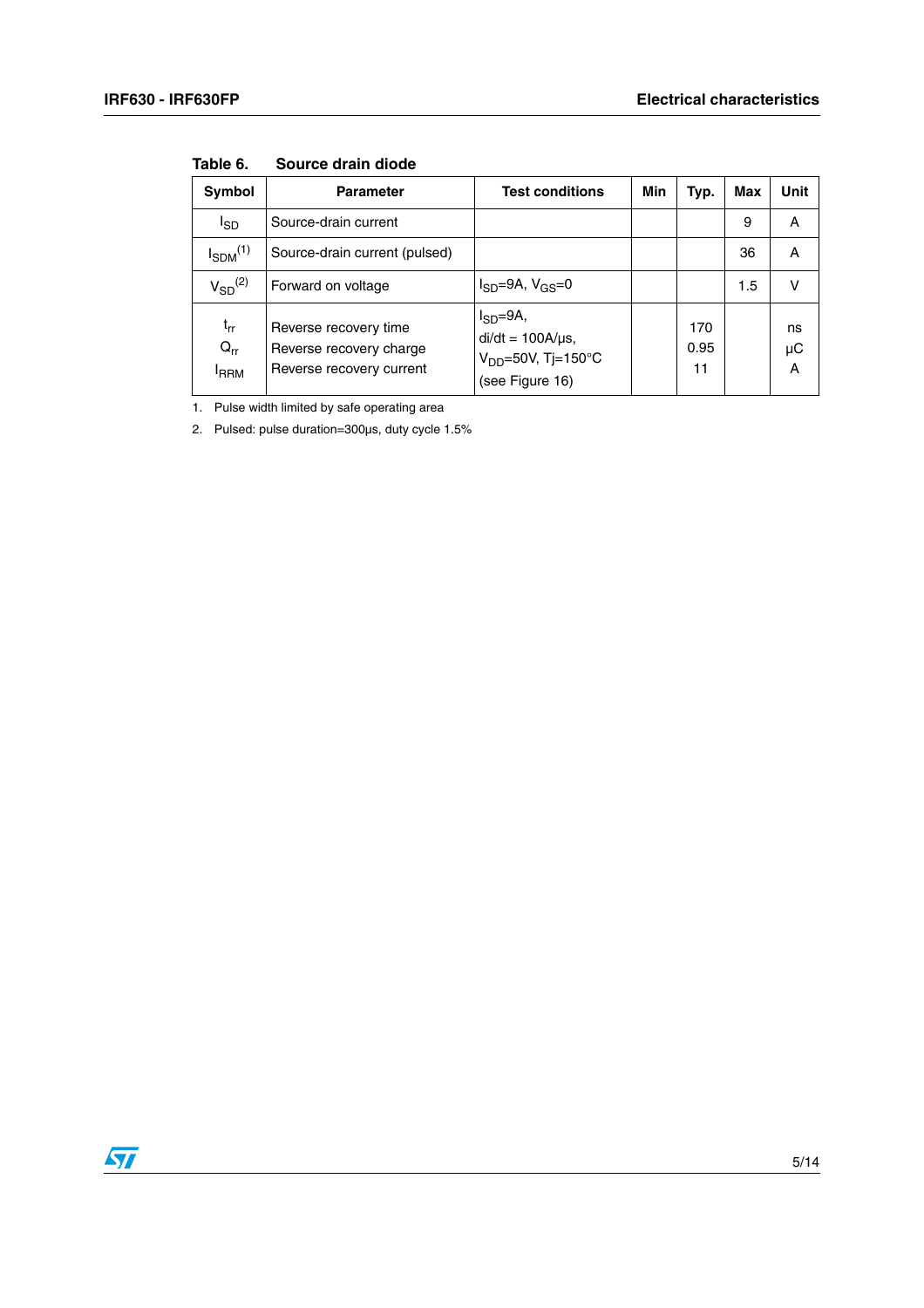**Table 6. Source drain diode**

| Symbol | Parameter | Test conditions | Min | Typ. | Max | Unit |
|---|---|---|---|---|---|---|
| $I_{SD}$ | Source-drain current | | | | 9 | A |
| $I_{SDM}$ (1) | Source-drain current (pulsed) | | | | 36 | A |
| $V_{SD}$ (2) | Forward on voltage | $I_{SD}$=9A, $V_{GS}$=0 | | | 1.5 | V |
| $t_{rr}$<br>$Q_{rr}$<br>$I_{RRM}$ | Reverse recovery time<br>Reverse recovery charge<br>Reverse recovery current | $I_{SD}$=9A,<br>di/dt = 100A/µs,<br>$V_{DD}$=50V, Tj=150°C<br>(see Figure 16) | | 170<br>0.95<br>11 | | ns<br>µC<br>A |

1. Pulse width limited by safe operating area
2. Pulsed: pulse duration=300µs, duty cycle 1.5%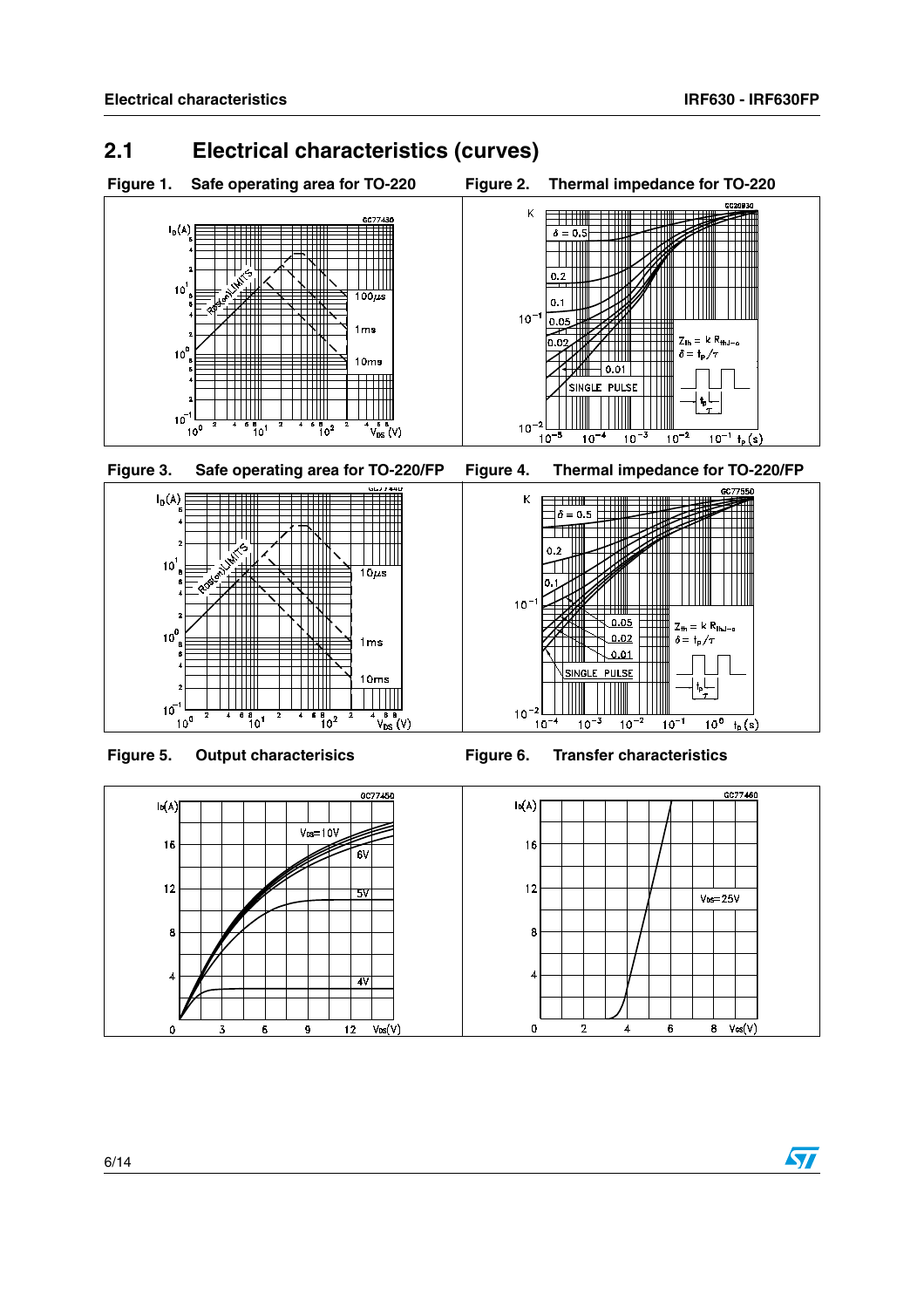## 2.1 Electrical characteristics (curves)

Figure 1. Safe operating area for TO-220

Figure 2. Thermal impedance for TO-220

Figure 3. Safe operating area for TO-220/FP

Figure 4. Thermal impedance for TO-220/FP

Figure 5. Output characterisics

Figure 6. Transfer characteristics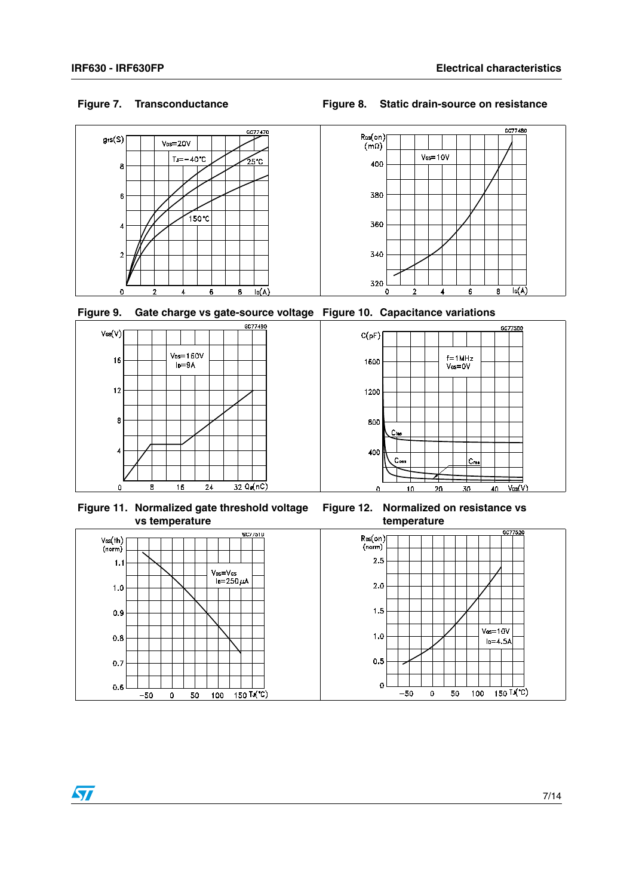Figure 7. Transconductance

Figure 8. Static drain-source on resistance

Figure 9. Gate charge vs gate-source voltage

Figure 10. Capacitance variations

Figure 11. Normalized gate threshold voltage vs temperature

Figure 12. Normalized on resistance vs temperature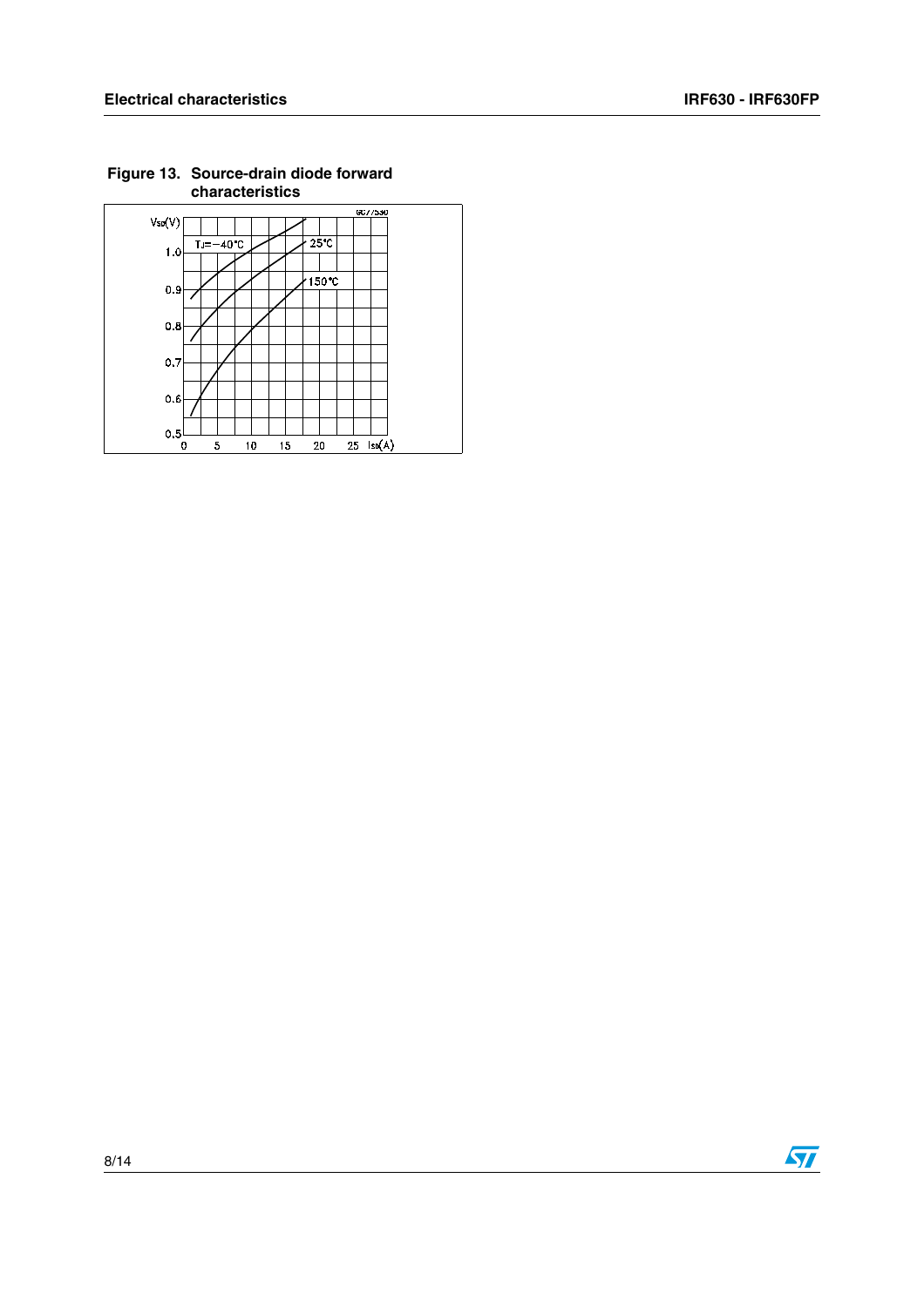**Figure 13. Source-drain diode forward characteristics**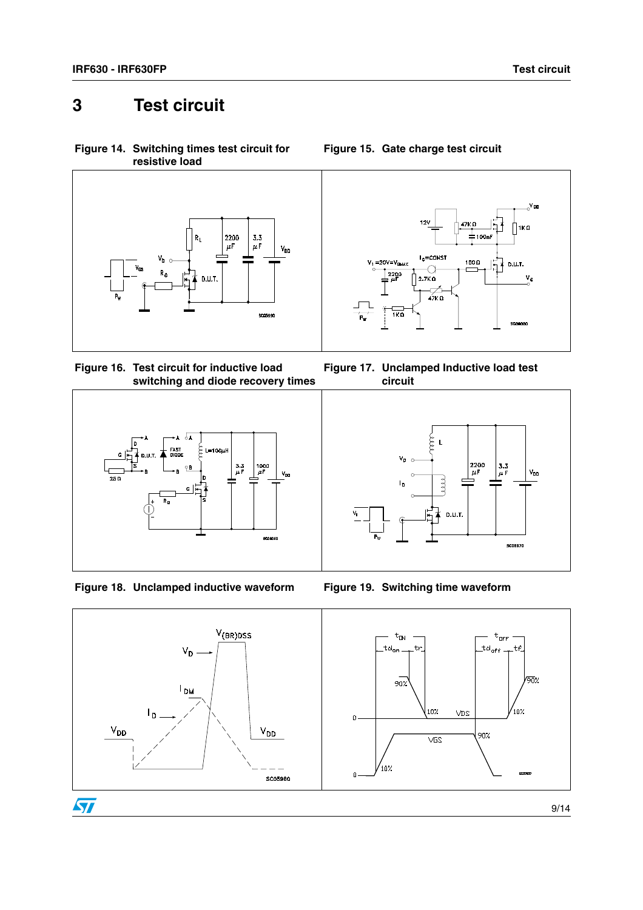# 3 Test circuit

**Figure 14. Switching times test circuit for resistive load**

**Figure 15. Gate charge test circuit**

**Figure 16. Test circuit for inductive load switching and diode recovery times**

**Figure 17. Unclamped Inductive load test circuit**

**Figure 18. Unclamped inductive waveform**

**Figure 19. Switching time waveform**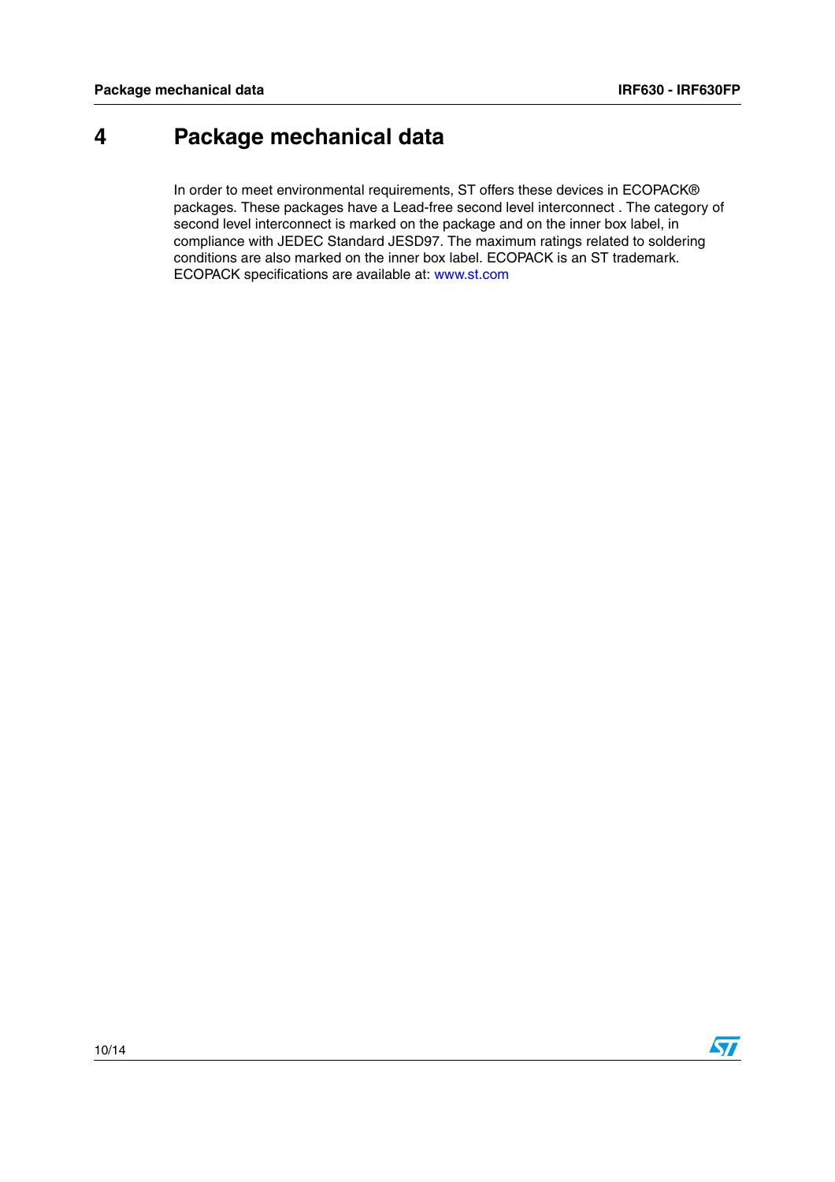# 4 Package mechanical data

In order to meet environmental requirements, ST offers these devices in ECOPACK® packages. These packages have a Lead-free second level interconnect . The category of second level interconnect is marked on the package and on the inner box label, in compliance with JEDEC Standard JESD97. The maximum ratings related to soldering conditions are also marked on the inner box label. ECOPACK is an ST trademark. ECOPACK specifications are available at: www.st.com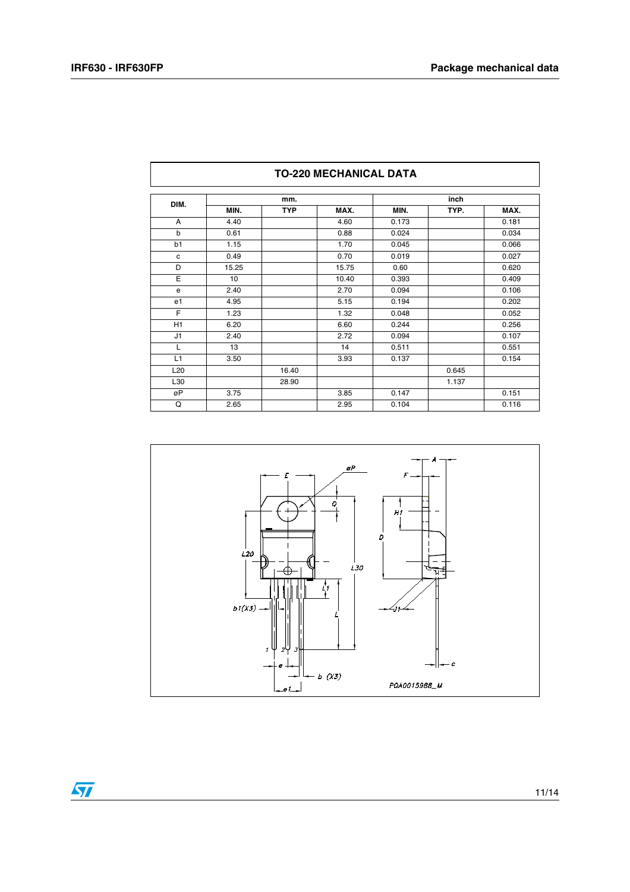| TO-220 MECHANICAL DATA | | | | | | |
|---|---|---|---|---|---|---|
| DIM. | mm. | | | inch | | |
| | MIN. | TYP | MAX. | MIN. | TYP. | MAX. |
| A | 4.40 | | 4.60 | 0.173 | | 0.181 |
| b | 0.61 | | 0.88 | 0.024 | | 0.034 |
| b1 | 1.15 | | 1.70 | 0.045 | | 0.066 |
| c | 0.49 | | 0.70 | 0.019 | | 0.027 |
| D | 15.25 | | 15.75 | 0.60 | | 0.620 |
| E | 10 | | 10.40 | 0.393 | | 0.409 |
| e | 2.40 | | 2.70 | 0.094 | | 0.106 |
| e1 | 4.95 | | 5.15 | 0.194 | | 0.202 |
| F | 1.23 | | 1.32 | 0.048 | | 0.052 |
| H1 | 6.20 | | 6.60 | 0.244 | | 0.256 |
| J1 | 2.40 | | 2.72 | 0.094 | | 0.107 |
| L | 13 | | 14 | 0.511 | | 0.551 |
| L1 | 3.50 | | 3.93 | 0.137 | | 0.154 |
| L20 | | 16.40 | | | 0.645 | |
| L30 | | 28.90 | | | 1.137 | |
| øP | 3.75 | | 3.85 | 0.147 | | 0.151 |
| Q | 2.65 | | 2.95 | 0.104 | | 0.116 |

P0A0015988_M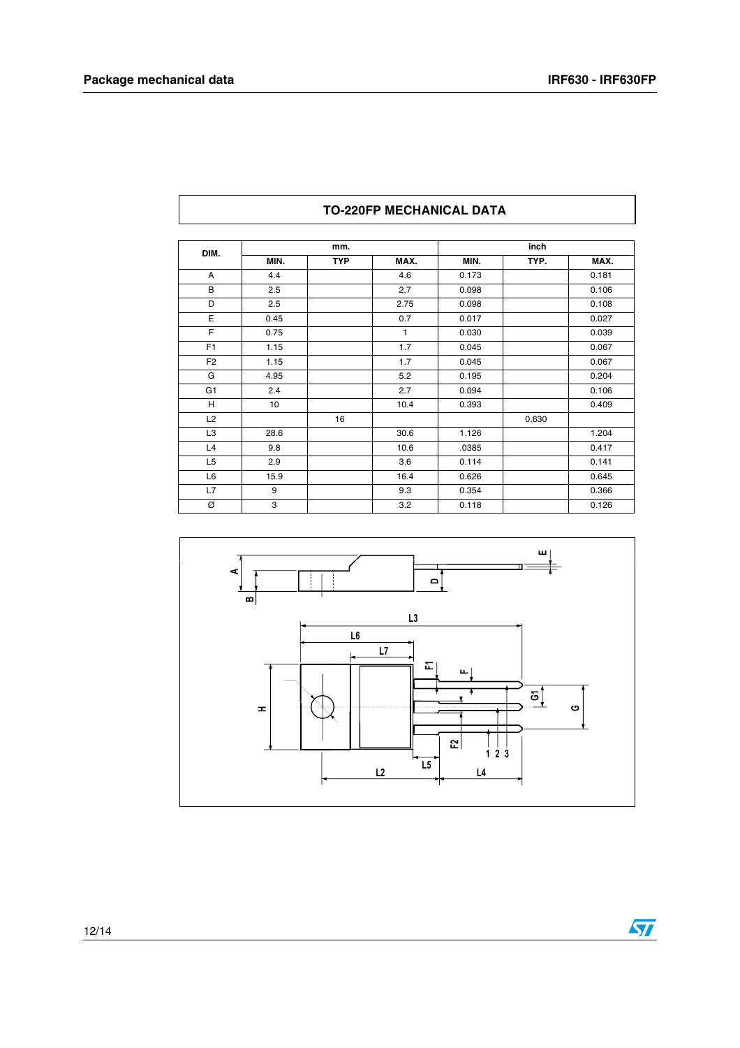## TO-220FP MECHANICAL DATA

| DIM. | mm. | | | inch | | |
|---|---|---|---|---|---|---|
| | MIN. | TYP | MAX. | MIN. | TYP. | MAX. |
| A | 4.4 | | 4.6 | 0.173 | | 0.181 |
| B | 2.5 | | 2.7 | 0.098 | | 0.106 |
| D | 2.5 | | 2.75 | 0.098 | | 0.108 |
| E | 0.45 | | 0.7 | 0.017 | | 0.027 |
| F | 0.75 | | 1 | 0.030 | | 0.039 |
| F1 | 1.15 | | 1.7 | 0.045 | | 0.067 |
| F2 | 1.15 | | 1.7 | 0.045 | | 0.067 |
| G | 4.95 | | 5.2 | 0.195 | | 0.204 |
| G1 | 2.4 | | 2.7 | 0.094 | | 0.106 |
| H | 10 | | 10.4 | 0.393 | | 0.409 |
| L2 | | 16 | | | 0.630 | |
| L3 | 28.6 | | 30.6 | 1.126 | | 1.204 |
| L4 | 9.8 | | 10.6 | .0385 | | 0.417 |
| L5 | 2.9 | | 3.6 | 0.114 | | 0.141 |
| L6 | 15.9 | | 16.4 | 0.626 | | 0.645 |
| L7 | 9 | | 9.3 | 0.354 | | 0.366 |
| Ø | 3 | | 3.2 | 0.118 | | 0.126 |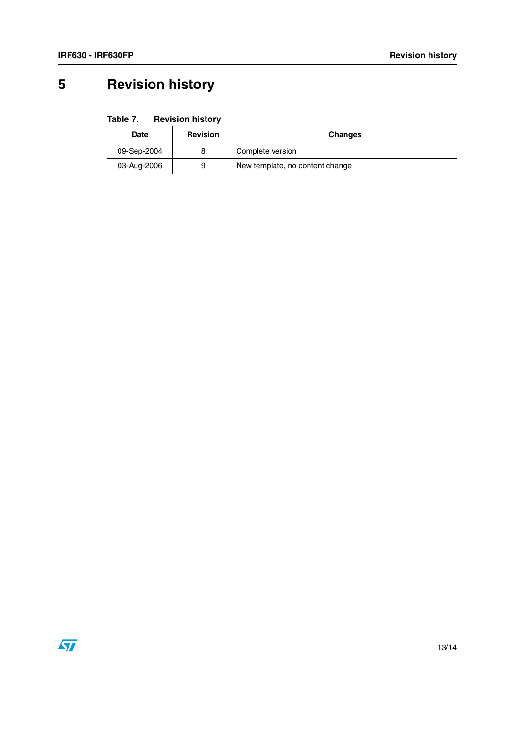# 5 Revision history

**Table 7. Revision history**

| Date | Revision | Changes |
|---|---|---|
| 09-Sep-2004 | 8 | Complete version |
| 03-Aug-2006 | 9 | New template, no content change |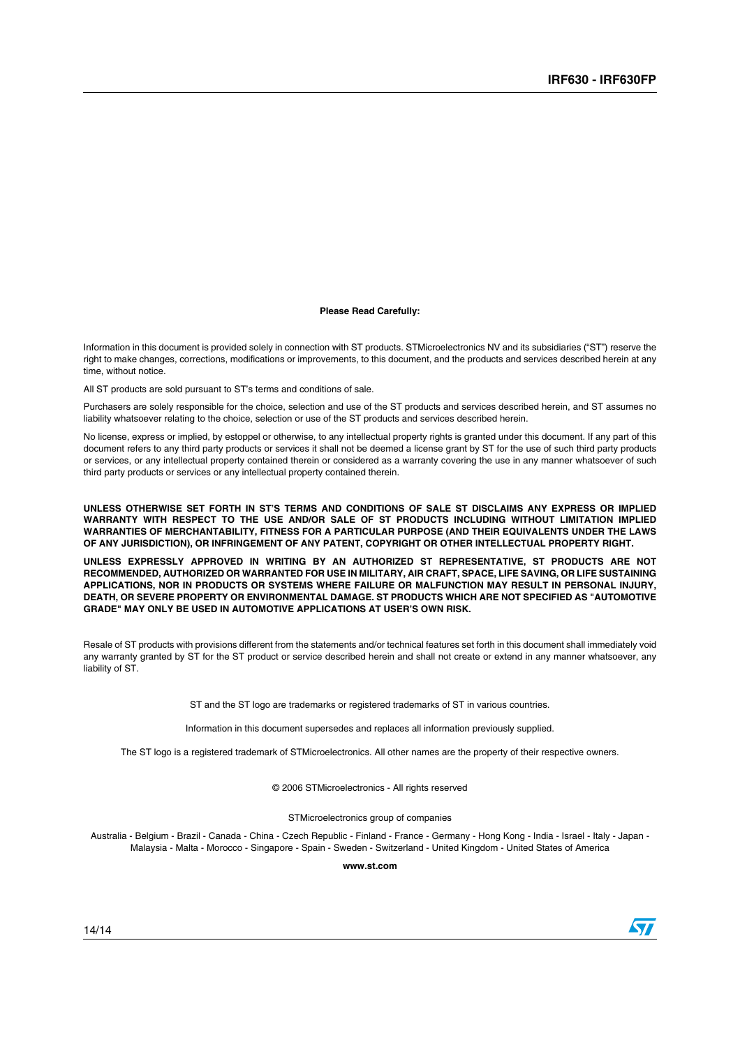**Please Read Carefully:**

Information in this document is provided solely in connection with ST products. STMicroelectronics NV and its subsidiaries ("ST") reserve the right to make changes, corrections, modifications or improvements, to this document, and the products and services described herein at any time, without notice.

All ST products are sold pursuant to ST's terms and conditions of sale.

Purchasers are solely responsible for the choice, selection and use of the ST products and services described herein, and ST assumes no liability whatsoever relating to the choice, selection or use of the ST products and services described herein.

No license, express or implied, by estoppel or otherwise, to any intellectual property rights is granted under this document. If any part of this document refers to any third party products or services it shall not be deemed a license grant by ST for the use of such third party products or services, or any intellectual property contained therein or considered as a warranty covering the use in any manner whatsoever of such third party products or services or any intellectual property contained therein.

**UNLESS OTHERWISE SET FORTH IN ST'S TERMS AND CONDITIONS OF SALE ST DISCLAIMS ANY EXPRESS OR IMPLIED WARRANTY WITH RESPECT TO THE USE AND/OR SALE OF ST PRODUCTS INCLUDING WITHOUT LIMITATION IMPLIED WARRANTIES OF MERCHANTABILITY, FITNESS FOR A PARTICULAR PURPOSE (AND THEIR EQUIVALENTS UNDER THE LAWS OF ANY JURISDICTION), OR INFRINGEMENT OF ANY PATENT, COPYRIGHT OR OTHER INTELLECTUAL PROPERTY RIGHT.**

**UNLESS EXPRESSLY APPROVED IN WRITING BY AN AUTHORIZED ST REPRESENTATIVE, ST PRODUCTS ARE NOT RECOMMENDED, AUTHORIZED OR WARRANTED FOR USE IN MILITARY, AIR CRAFT, SPACE, LIFE SAVING, OR LIFE SUSTAINING APPLICATIONS, NOR IN PRODUCTS OR SYSTEMS WHERE FAILURE OR MALFUNCTION MAY RESULT IN PERSONAL INJURY, DEATH, OR SEVERE PROPERTY OR ENVIRONMENTAL DAMAGE. ST PRODUCTS WHICH ARE NOT SPECIFIED AS "AUTOMOTIVE GRADE" MAY ONLY BE USED IN AUTOMOTIVE APPLICATIONS AT USER'S OWN RISK.**

Resale of ST products with provisions different from the statements and/or technical features set forth in this document shall immediately void any warranty granted by ST for the ST product or service described herein and shall not create or extend in any manner whatsoever, any liability of ST.

ST and the ST logo are trademarks or registered trademarks of ST in various countries.

Information in this document supersedes and replaces all information previously supplied.

The ST logo is a registered trademark of STMicroelectronics. All other names are the property of their respective owners.

© 2006 STMicroelectronics - All rights reserved

STMicroelectronics group of companies

Australia - Belgium - Brazil - Canada - China - Czech Republic - Finland - France - Germany - Hong Kong - India - Israel - Italy - Japan - Malaysia - Malta - Morocco - Singapore - Spain - Sweden - Switzerland - United Kingdom - United States of America

**www.st.com**